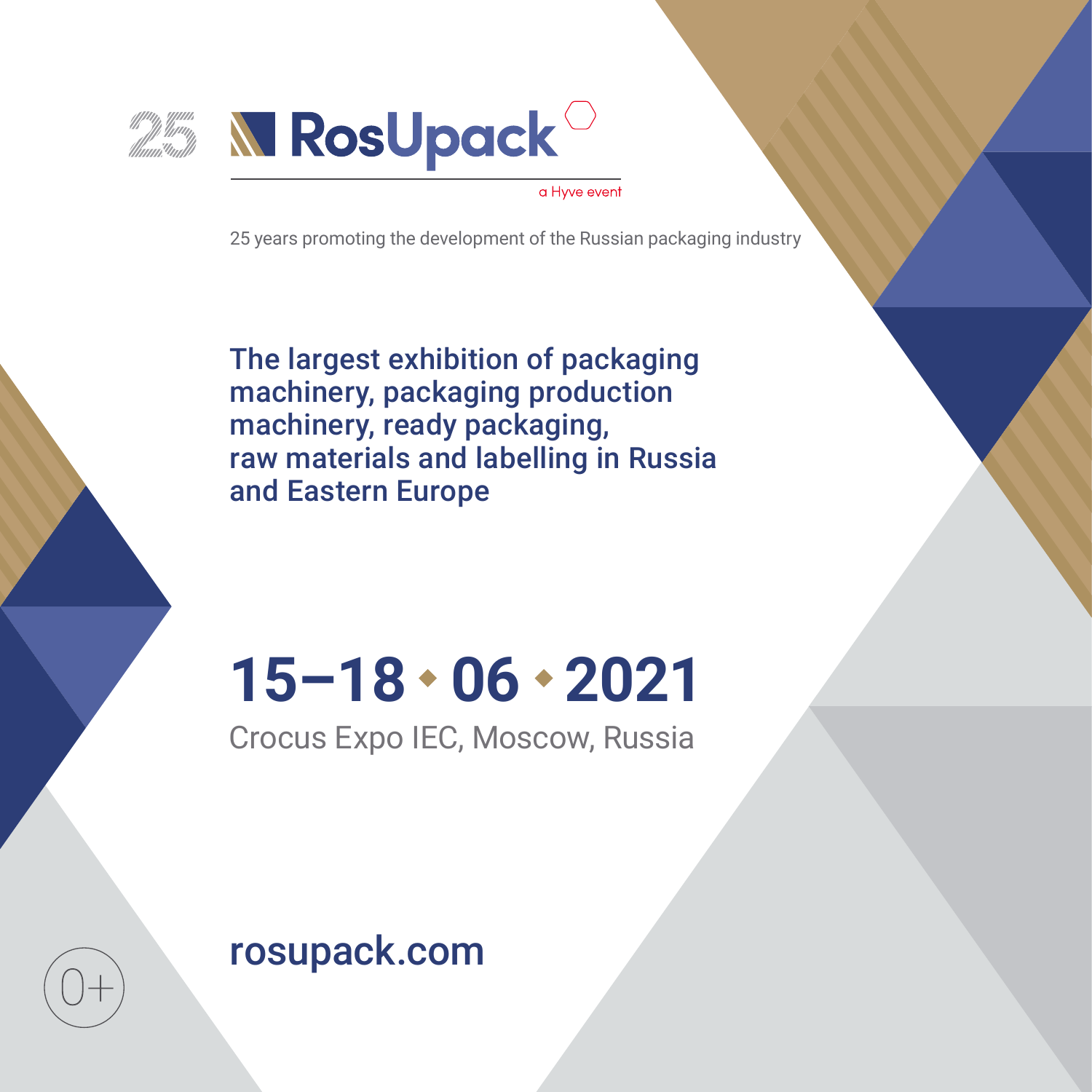25 **RosUpack**

a Hyve event

25 years promoting the development of the Russian packaging industry

## The largest exhibition of packaging machinery, packaging production machinery, ready packaging, raw materials and labelling in Russia and Eastern Europe

# 15–18 • 06 • 2021

Crocus Expo IEC, Moscow, Russia

**rosupack.com**

0+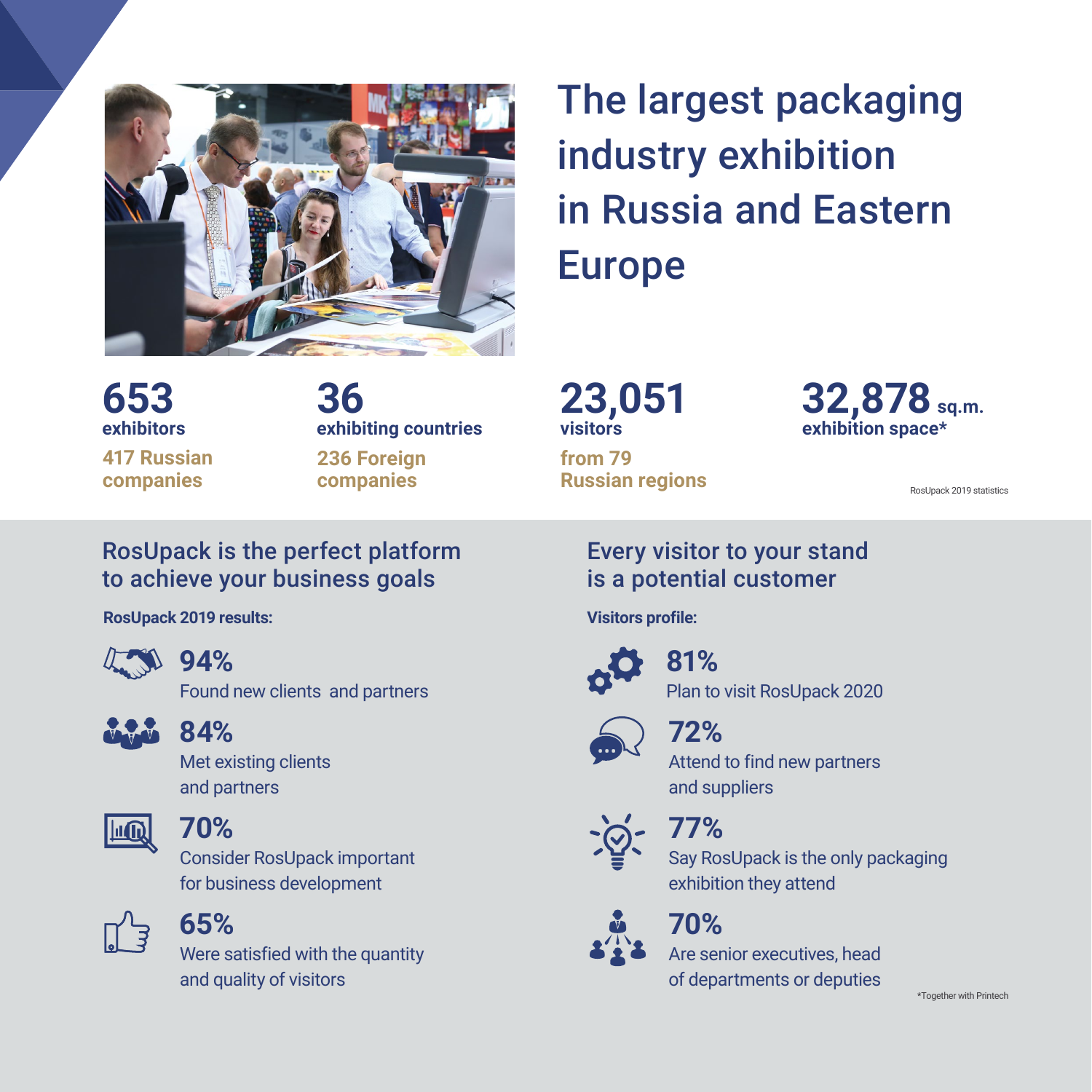# The largest packaging industry exhibition in Russia and Eastern Europe

**653**
**exhibitors**
417 Russian companies

**36**
**exhibiting countries**
236 Foreign companies

**23,051**
**visitors**
from 79 Russian regions

**32,878 sq.m.**
**exhibition space***

RosUpack 2019 statistics

## RosUpack is the perfect platform to achieve your business goals

**RosUpack 2019 results:**

**94%**
Found new clients and partners

**84%**
Met existing clients and partners

**70%**
Consider RosUpack important for business development

**65%**
Were satisfied with the quantity and quality of visitors

## Every visitor to your stand is a potential customer

**Visitors profile:**

**81%**
Plan to visit RosUpack 2020

**72%**
Attend to find new partners and suppliers

**77%**
Say RosUpack is the only packaging exhibition they attend

**70%**
Are senior executives, head of departments or deputies

*Together with Printech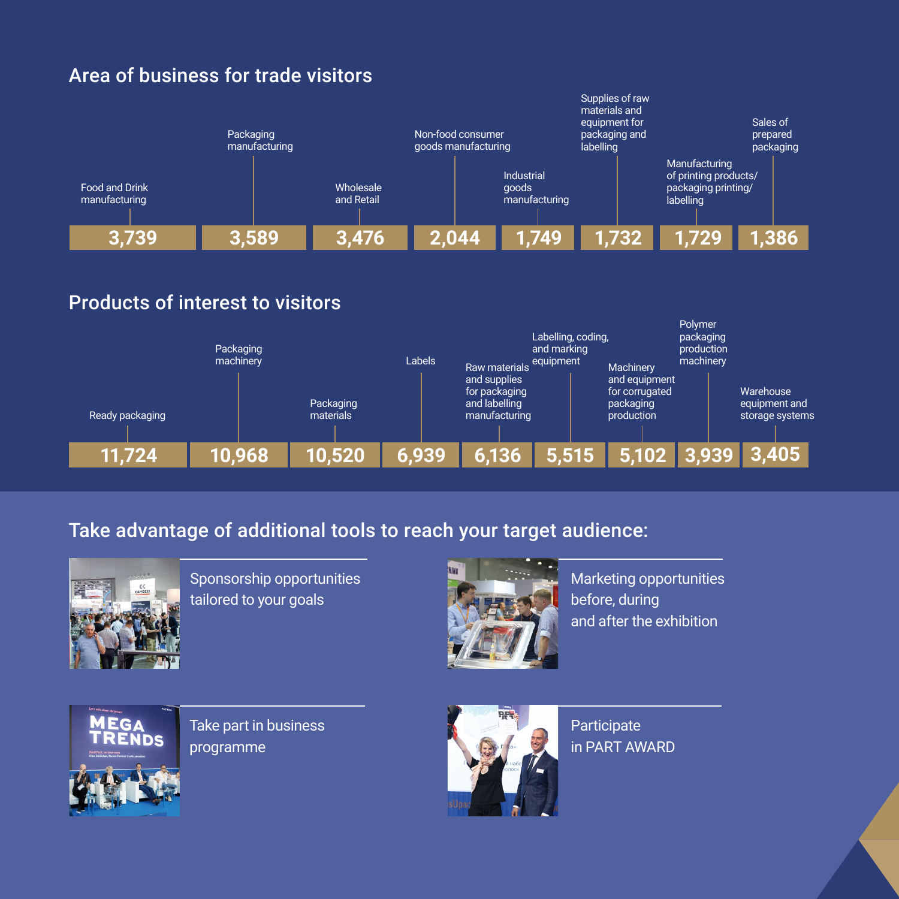## Area of business for trade visitors

| Area of business | Visitors |
|---|---|
| Food and Drink manufacturing | 3,739 |
| Packaging manufacturing | 3,589 |
| Wholesale and Retail | 3,476 |
| Non-food consumer goods manufacturing | 2,044 |
| Industrial goods manufacturing | 1,749 |
| Supplies of raw materials and equipment for packaging and labelling | 1,732 |
| Manufacturing of printing products/ packaging printing/ labelling | 1,729 |
| Sales of prepared packaging | 1,386 |

## Products of interest to visitors

| Product | Visitors |
|---|---|
| Ready packaging | 11,724 |
| Packaging machinery | 10,968 |
| Packaging materials | 10,520 |
| Labels | 6,939 |
| Raw materials and supplies for packaging and labelling manufacturing | 6,136 |
| Labelling, coding, and marking equipment | 5,515 |
| Machinery and equipment for corrugated packaging production | 5,102 |
| Polymer packaging production machinery | 3,939 |
| Warehouse equipment and storage systems | 3,405 |

## Take advantage of additional tools to reach your target audience:

- Sponsorship opportunities tailored to your goals
- Marketing opportunities before, during and after the exhibition
- Take part in business programme
- Participate in PART AWARD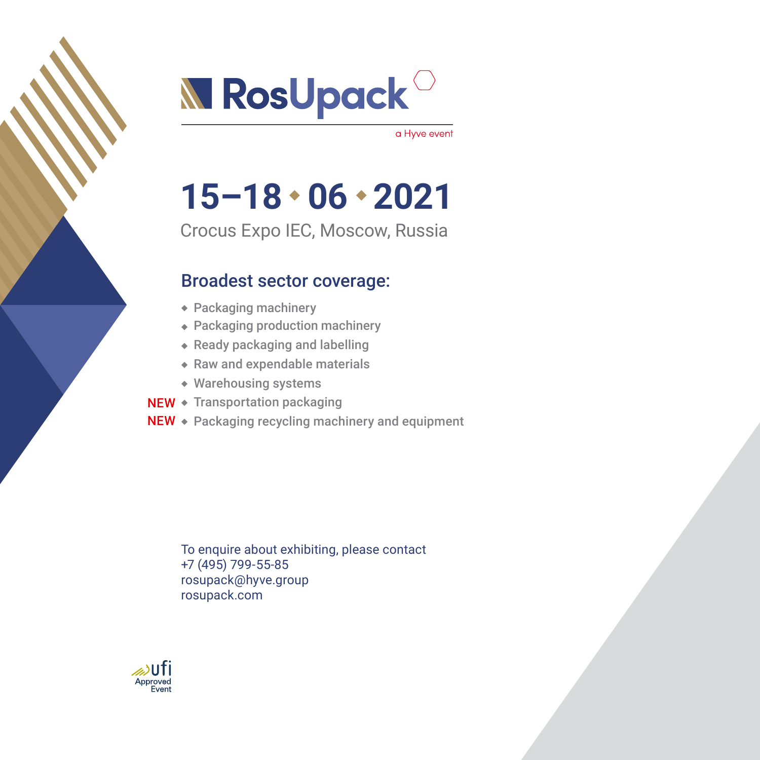# RosUpack

a Hyve event

## 15–18 • 06 • 2021

Crocus Expo IEC, Moscow, Russia

### Broadest sector coverage:

- Packaging machinery
- Packaging production machinery
- Ready packaging and labelling
- Raw and expendable materials
- Warehousing systems
- NEW Transportation packaging
- NEW Packaging recycling machinery and equipment

To enquire about exhibiting, please contact
+7 (495) 799-55-85
rosupack@hyve.group
rosupack.com

ufi Approved Event